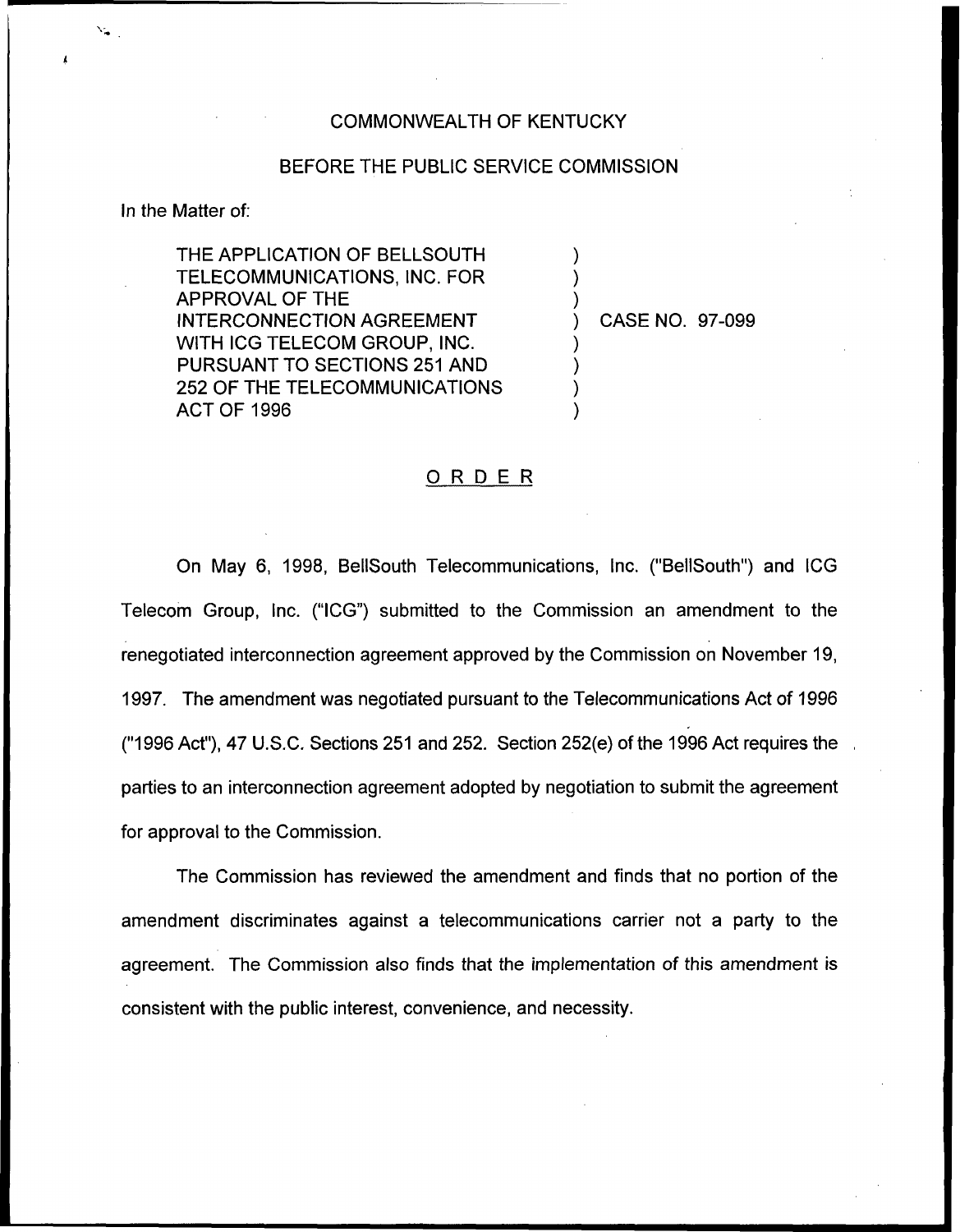COMMONWEALTH OF KENTUCKY

BEFORE THE PUBLIC SERVICE COMMISSION

In the Matter of:

| | | |
|---|---|---|
| THE APPLICATION OF BELLSOUTH TELECOMMUNICATIONS, INC. FOR APPROVAL OF THE INTERCONNECTION AGREEMENT WITH ICG TELECOM GROUP, INC. PURSUANT TO SECTIONS 251 AND 252 OF THE TELECOMMUNICATIONS ACT OF 1996 | ) | CASE NO. 97-099 |

## ORDER

On May 6, 1998, BellSouth Telecommunications, Inc. ("BellSouth") and ICG Telecom Group, Inc. ("ICG") submitted to the Commission an amendment to the renegotiated interconnection agreement approved by the Commission on November 19, 1997. The amendment was negotiated pursuant to the Telecommunications Act of 1996 ("1996 Act"), 47 U.S.C. Sections 251 and 252. Section 252(e) of the 1996 Act requires the parties to an interconnection agreement adopted by negotiation to submit the agreement for approval to the Commission.

The Commission has reviewed the amendment and finds that no portion of the amendment discriminates against a telecommunications carrier not a party to the agreement. The Commission also finds that the implementation of this amendment is consistent with the public interest, convenience, and necessity.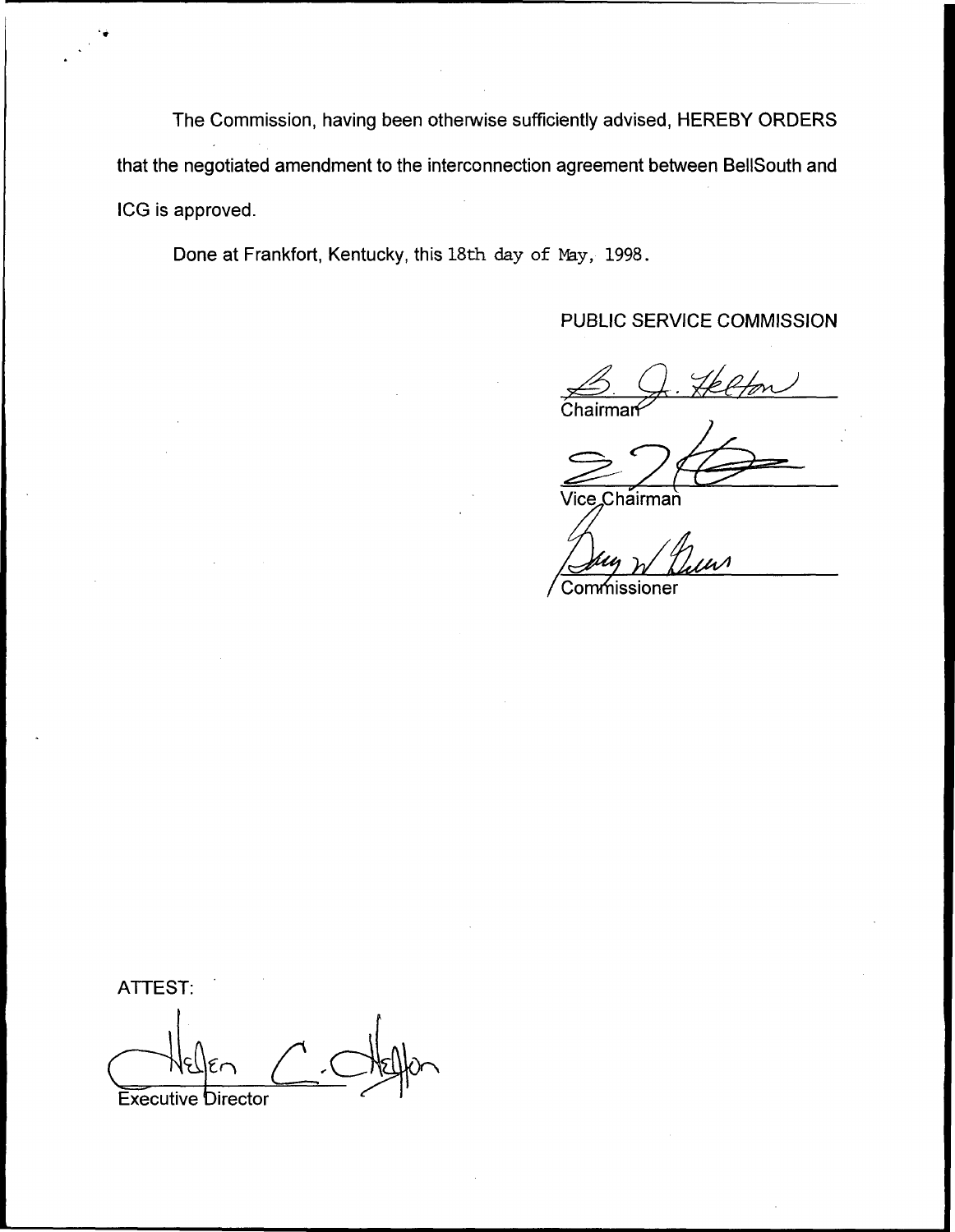The Commission, having been otherwise sufficiently advised, HEREBY ORDERS that the negotiated amendment to the interconnection agreement between BellSouth and ICG is approved.

Done at Frankfort, Kentucky, this 18th day of May, 1998.

PUBLIC SERVICE COMMISSION

Chairman

Vice Chairman

Commissioner

ATTEST:

Executive Director